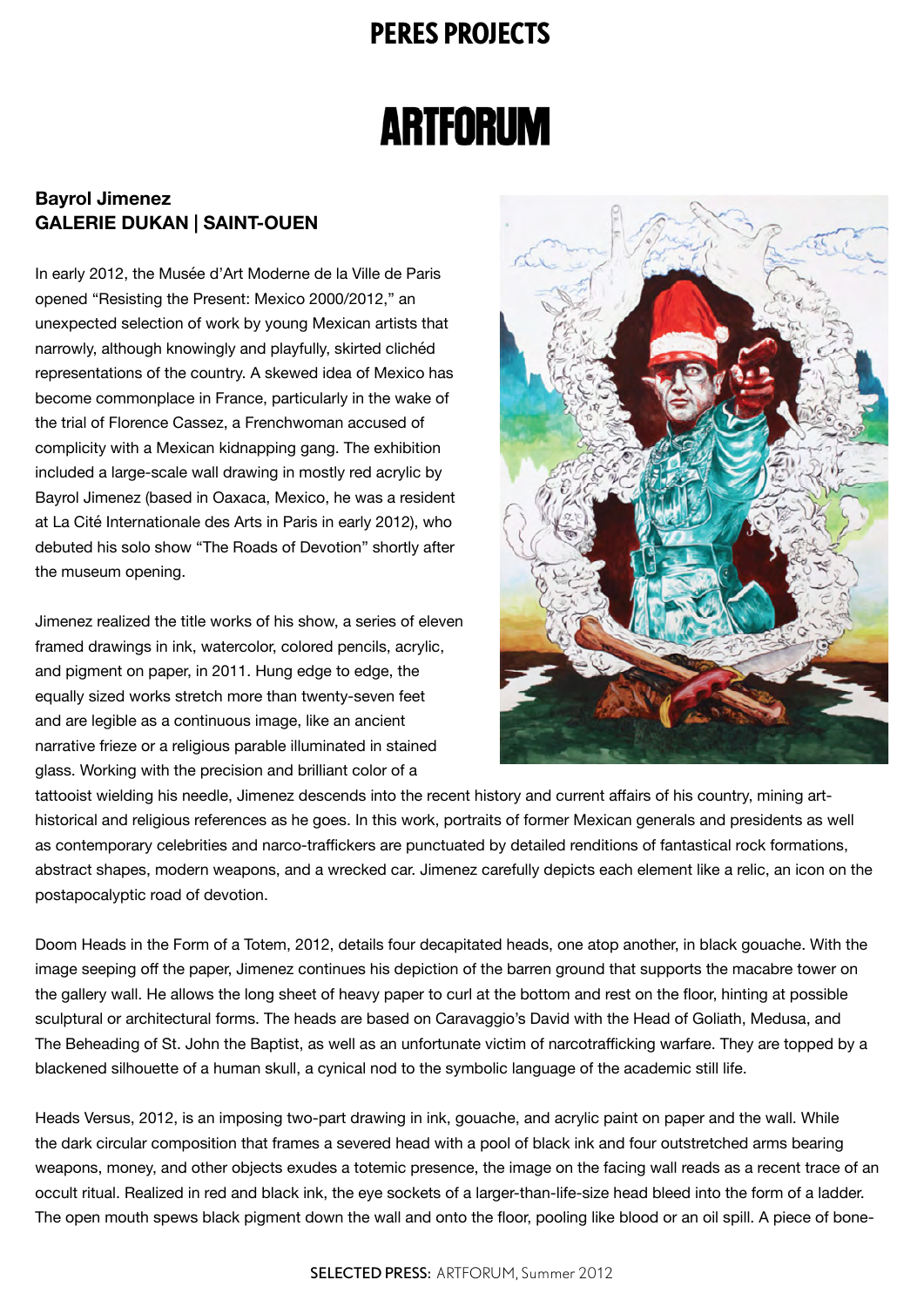# PERES PROJECTS

# ARTFORUM

**Bayrol Jimenez**
**GALERIE DUKAN | SAINT-OUEN**

In early 2012, the Musée d'Art Moderne de la Ville de Paris opened "Resisting the Present: Mexico 2000/2012," an unexpected selection of work by young Mexican artists that narrowly, although knowingly and playfully, skirted clichéd representations of the country. A skewed idea of Mexico has become commonplace in France, particularly in the wake of the trial of Florence Cassez, a Frenchwoman accused of complicity with a Mexican kidnapping gang. The exhibition included a large-scale wall drawing in mostly red acrylic by Bayrol Jimenez (based in Oaxaca, Mexico, he was a resident at La Cité Internationale des Arts in Paris in early 2012), who debuted his solo show "The Roads of Devotion" shortly after the museum opening.

Jimenez realized the title works of his show, a series of eleven framed drawings in ink, watercolor, colored pencils, acrylic, and pigment on paper, in 2011. Hung edge to edge, the equally sized works stretch more than twenty-seven feet and are legible as a continuous image, like an ancient narrative frieze or a religious parable illuminated in stained glass. Working with the precision and brilliant color of a tattooist wielding his needle, Jimenez descends into the recent history and current affairs of his country, mining art-historical and religious references as he goes. In this work, portraits of former Mexican generals and presidents as well as contemporary celebrities and narco-traffickers are punctuated by detailed renditions of fantastical rock formations, abstract shapes, modern weapons, and a wrecked car. Jimenez carefully depicts each element like a relic, an icon on the postapocalyptic road of devotion.

Doom Heads in the Form of a Totem, 2012, details four decapitated heads, one atop another, in black gouache. With the image seeping off the paper, Jimenez continues his depiction of the barren ground that supports the macabre tower on the gallery wall. He allows the long sheet of heavy paper to curl at the bottom and rest on the floor, hinting at possible sculptural or architectural forms. The heads are based on Caravaggio's David with the Head of Goliath, Medusa, and The Beheading of St. John the Baptist, as well as an unfortunate victim of narcotrafficking warfare. They are topped by a blackened silhouette of a human skull, a cynical nod to the symbolic language of the academic still life.

Heads Versus, 2012, is an imposing two-part drawing in ink, gouache, and acrylic paint on paper and the wall. While the dark circular composition that frames a severed head with a pool of black ink and four outstretched arms bearing weapons, money, and other objects exudes a totemic presence, the image on the facing wall reads as a recent trace of an occult ritual. Realized in red and black ink, the eye sockets of a larger-than-life-size head bleed into the form of a ladder. The open mouth spews black pigment down the wall and onto the floor, pooling like blood or an oil spill. A piece of bone-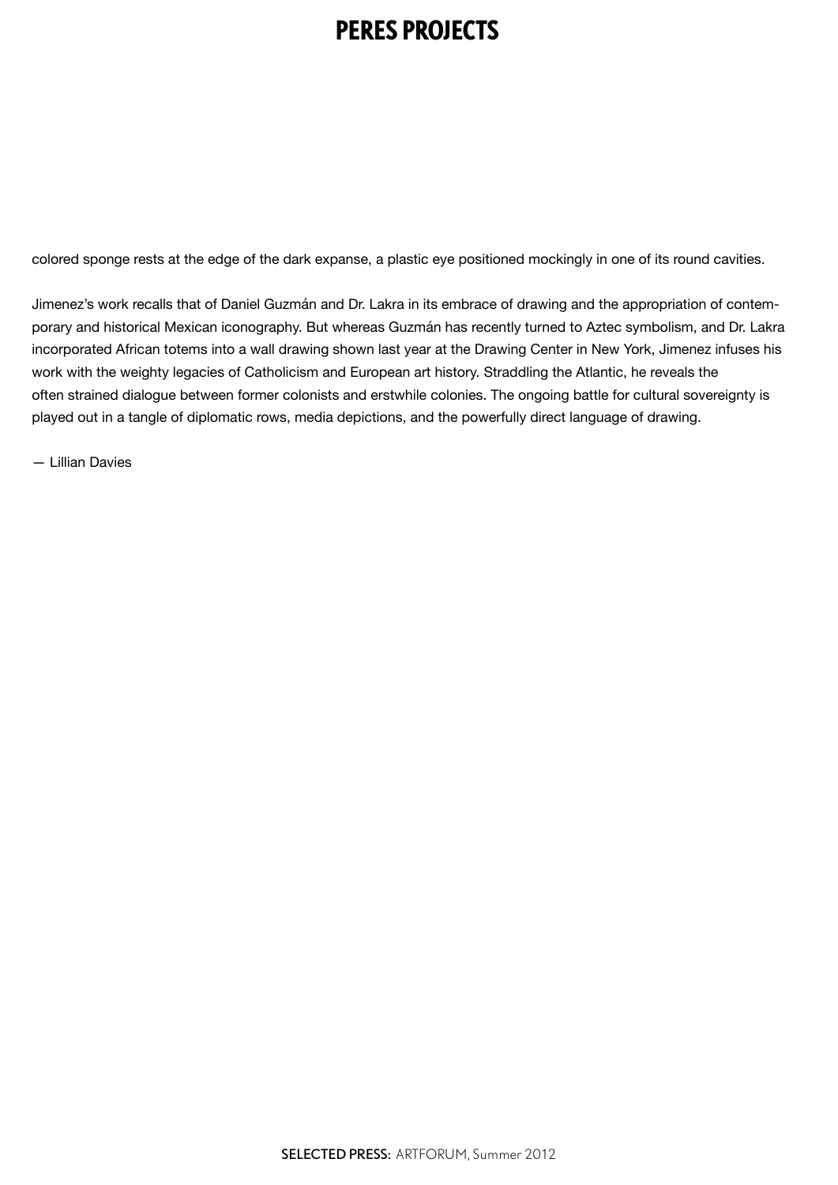colored sponge rests at the edge of the dark expanse, a plastic eye positioned mockingly in one of its round cavities.

Jimenez's work recalls that of Daniel Guzmán and Dr. Lakra in its embrace of drawing and the appropriation of contemporary and historical Mexican iconography. But whereas Guzmán has recently turned to Aztec symbolism, and Dr. Lakra incorporated African totems into a wall drawing shown last year at the Drawing Center in New York, Jimenez infuses his work with the weighty legacies of Catholicism and European art history. Straddling the Atlantic, he reveals the often strained dialogue between former colonists and erstwhile colonies. The ongoing battle for cultural sovereignty is played out in a tangle of diplomatic rows, media depictions, and the powerfully direct language of drawing.

— Lillian Davies